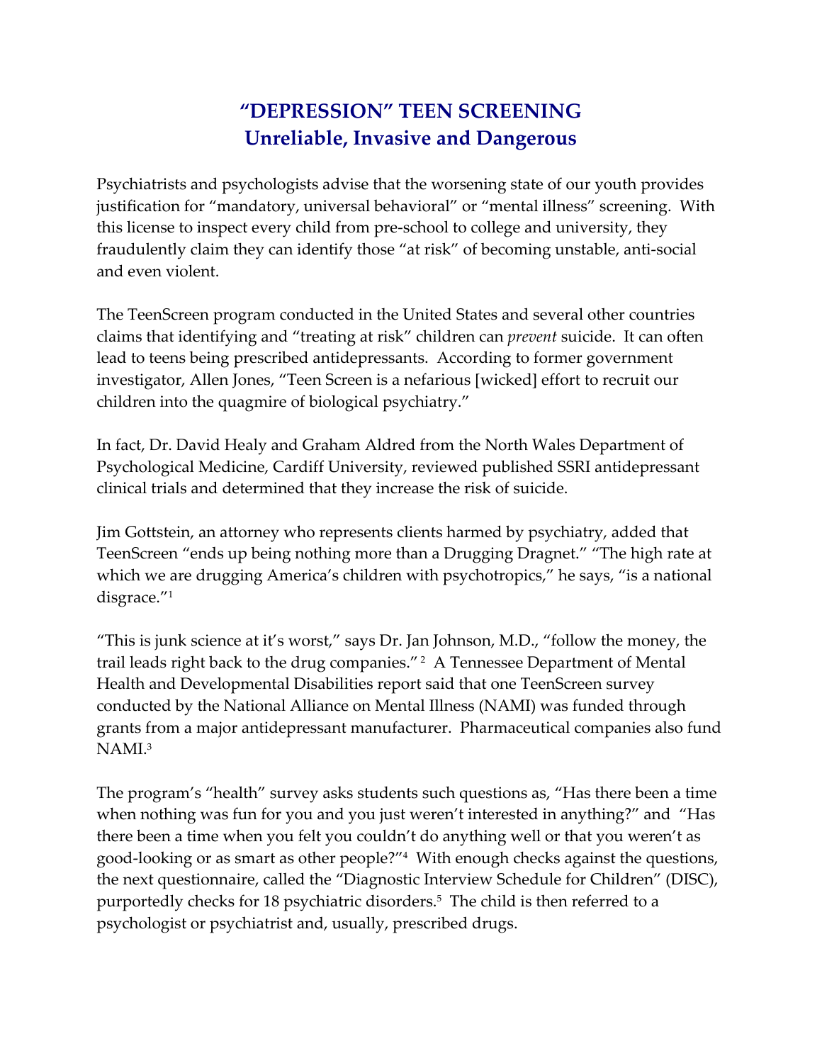# "DEPRESSION" TEEN SCREENING
## Unreliable, Invasive and Dangerous

Psychiatrists and psychologists advise that the worsening state of our youth provides justification for "mandatory, universal behavioral" or "mental illness" screening. With this license to inspect every child from pre-school to college and university, they fraudulently claim they can identify those "at risk" of becoming unstable, anti-social and even violent.

The TeenScreen program conducted in the United States and several other countries claims that identifying and "treating at risk" children can *prevent* suicide. It can often lead to teens being prescribed antidepressants. According to former government investigator, Allen Jones, "Teen Screen is a nefarious [wicked] effort to recruit our children into the quagmire of biological psychiatry."

In fact, Dr. David Healy and Graham Aldred from the North Wales Department of Psychological Medicine, Cardiff University, reviewed published SSRI antidepressant clinical trials and determined that they increase the risk of suicide.

Jim Gottstein, an attorney who represents clients harmed by psychiatry, added that TeenScreen "ends up being nothing more than a Drugging Dragnet." "The high rate at which we are drugging America's children with psychotropics," he says, "is a national disgrace."[1]

"This is junk science at it's worst," says Dr. Jan Johnson, M.D., "follow the money, the trail leads right back to the drug companies."[2] A Tennessee Department of Mental Health and Developmental Disabilities report said that one TeenScreen survey conducted by the National Alliance on Mental Illness (NAMI) was funded through grants from a major antidepressant manufacturer. Pharmaceutical companies also fund NAMI.[3]

The program's "health" survey asks students such questions as, "Has there been a time when nothing was fun for you and you just weren't interested in anything?" and "Has there been a time when you felt you couldn't do anything well or that you weren't as good-looking or as smart as other people?"[4] With enough checks against the questions, the next questionnaire, called the "Diagnostic Interview Schedule for Children" (DISC), purportedly checks for 18 psychiatric disorders.[5] The child is then referred to a psychologist or psychiatrist and, usually, prescribed drugs.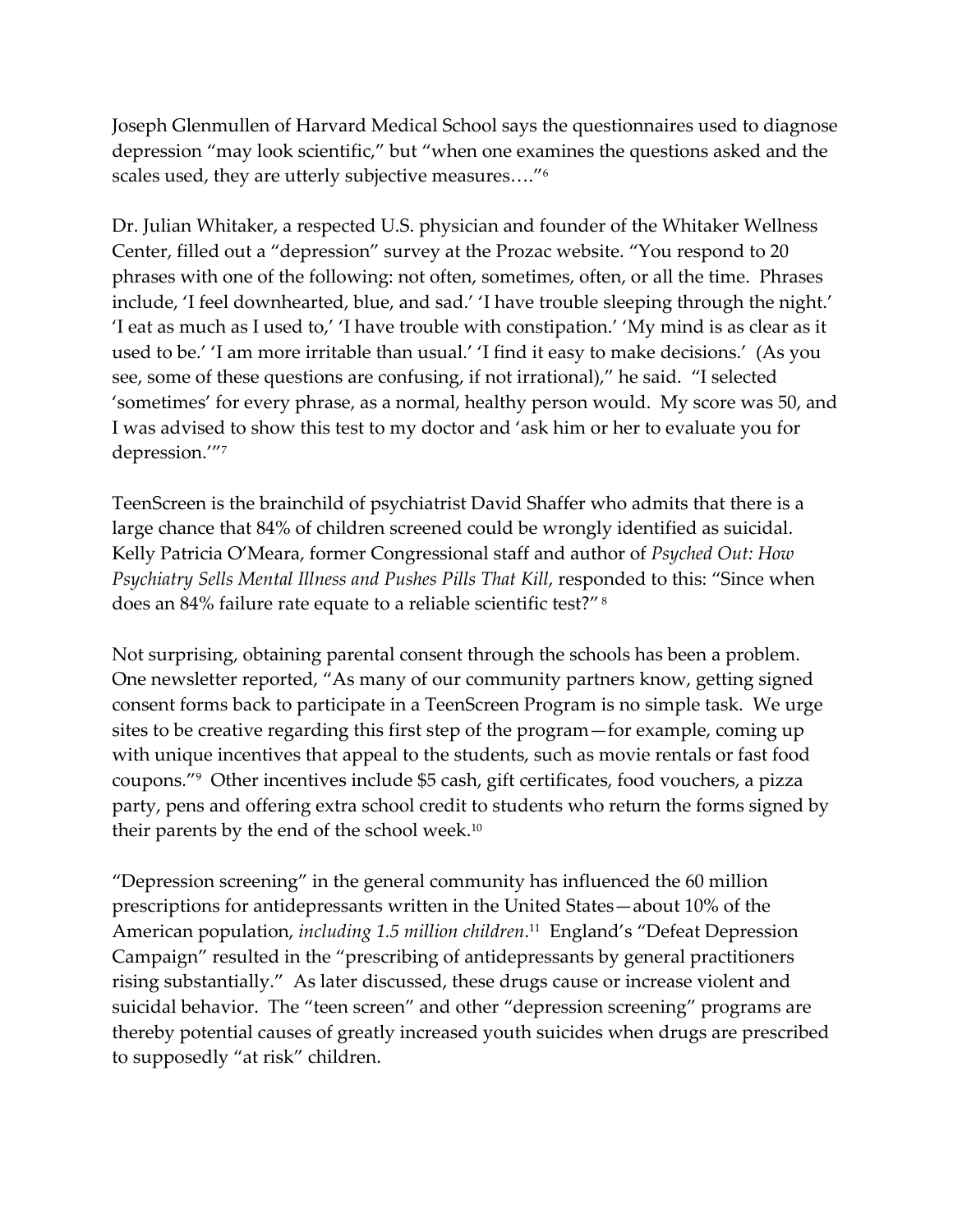Joseph Glenmullen of Harvard Medical School says the questionnaires used to diagnose depression "may look scientific," but "when one examines the questions asked and the scales used, they are utterly subjective measures…."[6]

Dr. Julian Whitaker, a respected U.S. physician and founder of the Whitaker Wellness Center, filled out a "depression" survey at the Prozac website. "You respond to 20 phrases with one of the following: not often, sometimes, often, or all the time. Phrases include, 'I feel downhearted, blue, and sad.' 'I have trouble sleeping through the night.' 'I eat as much as I used to,' 'I have trouble with constipation.' 'My mind is as clear as it used to be.' 'I am more irritable than usual.' 'I find it easy to make decisions.' (As you see, some of these questions are confusing, if not irrational)," he said. "I selected 'sometimes' for every phrase, as a normal, healthy person would. My score was 50, and I was advised to show this test to my doctor and 'ask him or her to evaluate you for depression.'"[7]

TeenScreen is the brainchild of psychiatrist David Shaffer who admits that there is a large chance that 84% of children screened could be wrongly identified as suicidal. Kelly Patricia O'Meara, former Congressional staff and author of *Psyched Out: How Psychiatry Sells Mental Illness and Pushes Pills That Kill*, responded to this: "Since when does an 84% failure rate equate to a reliable scientific test?"[8]

Not surprising, obtaining parental consent through the schools has been a problem. One newsletter reported, "As many of our community partners know, getting signed consent forms back to participate in a TeenScreen Program is no simple task. We urge sites to be creative regarding this first step of the program—for example, coming up with unique incentives that appeal to the students, such as movie rentals or fast food coupons."[9] Other incentives include $5 cash, gift certificates, food vouchers, a pizza party, pens and offering extra school credit to students who return the forms signed by their parents by the end of the school week.[10]

"Depression screening" in the general community has influenced the 60 million prescriptions for antidepressants written in the United States—about 10% of the American population, *including 1.5 million children*.[11] England's "Defeat Depression Campaign" resulted in the "prescribing of antidepressants by general practitioners rising substantially." As later discussed, these drugs cause or increase violent and suicidal behavior. The "teen screen" and other "depression screening" programs are thereby potential causes of greatly increased youth suicides when drugs are prescribed to supposedly "at risk" children.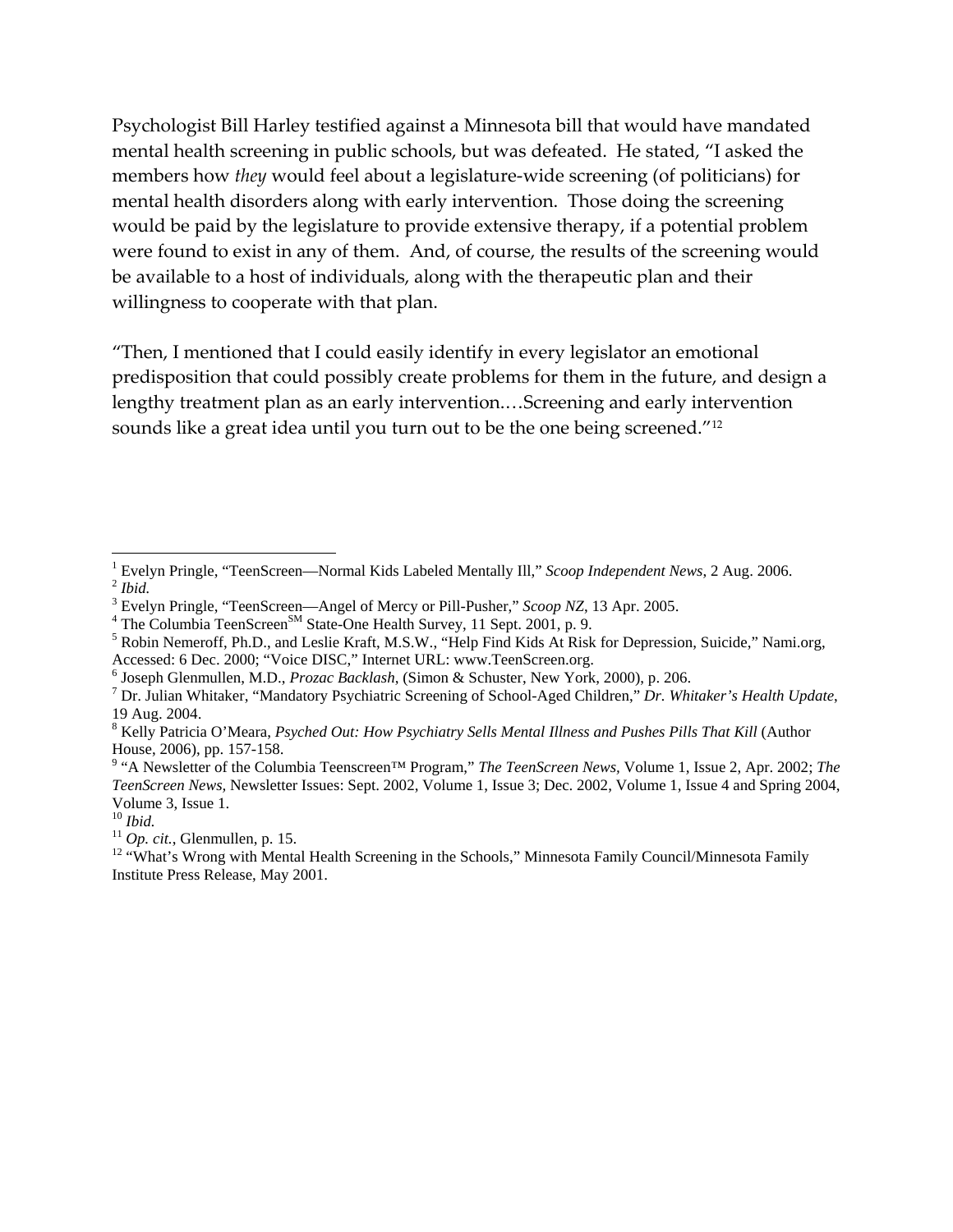Psychologist Bill Harley testified against a Minnesota bill that would have mandated mental health screening in public schools, but was defeated. He stated, "I asked the members how *they* would feel about a legislature-wide screening (of politicians) for mental health disorders along with early intervention. Those doing the screening would be paid by the legislature to provide extensive therapy, if a potential problem were found to exist in any of them. And, of course, the results of the screening would be available to a host of individuals, along with the therapeutic plan and their willingness to cooperate with that plan.

"Then, I mentioned that I could easily identify in every legislator an emotional predisposition that could possibly create problems for them in the future, and design a lengthy treatment plan as an early intervention.…Screening and early intervention sounds like a great idea until you turn out to be the one being screened."[12]

---

[1] Evelyn Pringle, "TeenScreen—Normal Kids Labeled Mentally Ill," *Scoop Independent News*, 2 Aug. 2006.

[2] *Ibid.*

[3] Evelyn Pringle, "TeenScreen—Angel of Mercy or Pill-Pusher," *Scoop NZ*, 13 Apr. 2005.

[4] The Columbia TeenScreen[SM] State-One Health Survey, 11 Sept. 2001, p. 9.

[5] Robin Nemeroff, Ph.D., and Leslie Kraft, M.S.W., "Help Find Kids At Risk for Depression, Suicide," Nami.org, Accessed: 6 Dec. 2000; "Voice DISC," Internet URL: www.TeenScreen.org.

[6] Joseph Glenmullen, M.D., *Prozac Backlash*, (Simon & Schuster, New York, 2000), p. 206.

[7] Dr. Julian Whitaker, "Mandatory Psychiatric Screening of School-Aged Children," *Dr. Whitaker's Health Update*, 19 Aug. 2004.

[8] Kelly Patricia O'Meara, *Psyched Out: How Psychiatry Sells Mental Illness and Pushes Pills That Kill* (Author House, 2006), pp. 157-158.

[9] "A Newsletter of the Columbia Teenscreen™ Program," *The TeenScreen News*, Volume 1, Issue 2, Apr. 2002; *The TeenScreen News*, Newsletter Issues: Sept. 2002, Volume 1, Issue 3; Dec. 2002, Volume 1, Issue 4 and Spring 2004, Volume 3, Issue 1.

[10] *Ibid.*

[11] *Op. cit.*, Glenmullen, p. 15.

[12] "What's Wrong with Mental Health Screening in the Schools," Minnesota Family Council/Minnesota Family Institute Press Release, May 2001.